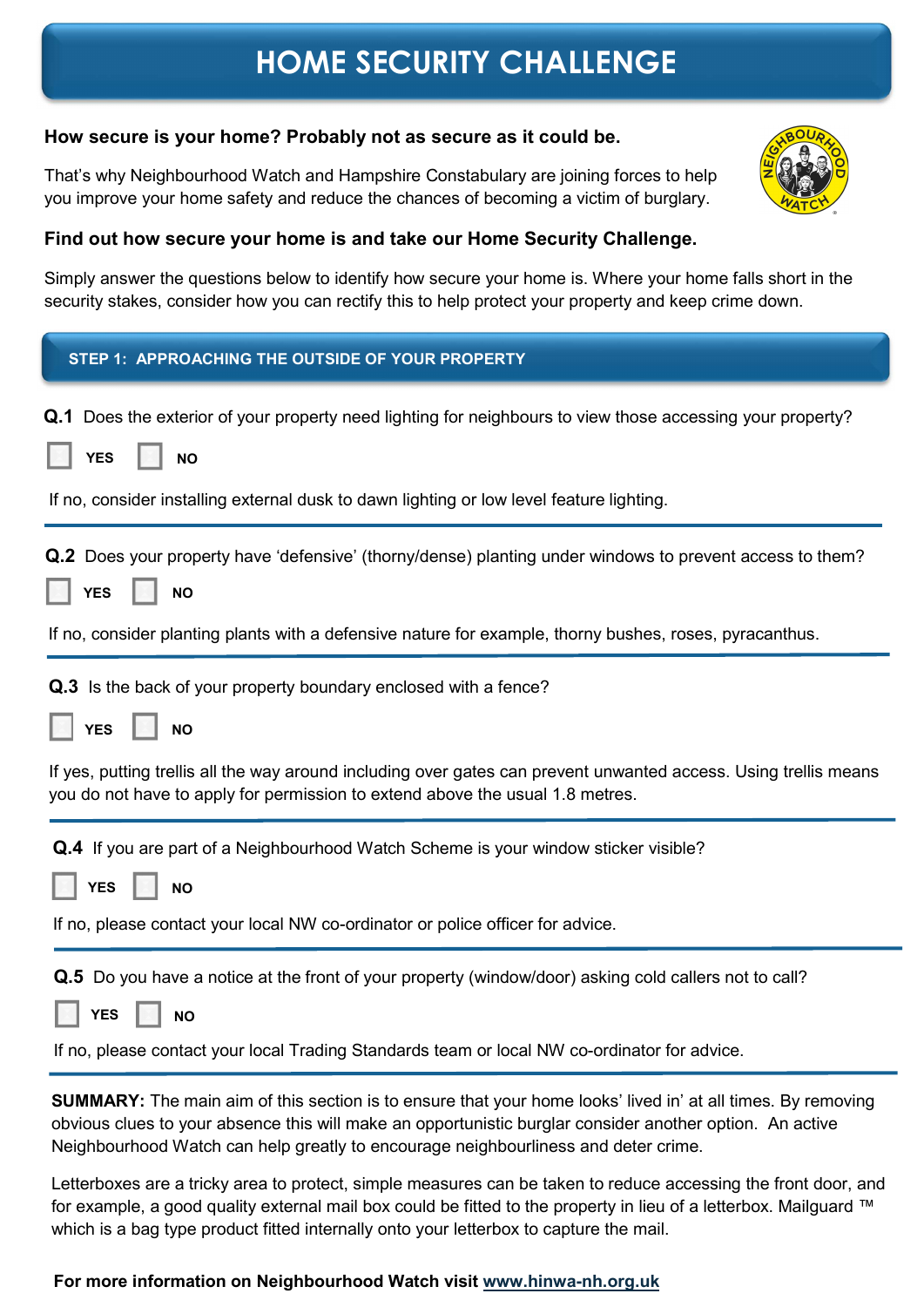# HOME SECURITY CHALLENGE

**How secure is your home? Probably not as secure as it could be.**

That's why Neighbourhood Watch and Hampshire Constabulary are joining forces to help you improve your home safety and reduce the chances of becoming a victim of burglary.

**Find out how secure your home is and take our Home Security Challenge.**

Simply answer the questions below to identify how secure your home is. Where your home falls short in the security stakes, consider how you can rectify this to help protect your property and keep crime down.

## STEP 1: APPROACHING THE OUTSIDE OF YOUR PROPERTY

**Q.1** Does the exterior of your property need lighting for neighbours to view those accessing your property?

☐ **YES** ☐ **NO**

If no, consider installing external dusk to dawn lighting or low level feature lighting.

---

**Q.2** Does your property have 'defensive' (thorny/dense) planting under windows to prevent access to them?

☐ **YES** ☐ **NO**

If no, consider planting plants with a defensive nature for example, thorny bushes, roses, pyracanthus.

---

**Q.3** Is the back of your property boundary enclosed with a fence?

☐ **YES** ☐ **NO**

If yes, putting trellis all the way around including over gates can prevent unwanted access. Using trellis means you do not have to apply for permission to extend above the usual 1.8 metres.

---

**Q.4** If you are part of a Neighbourhood Watch Scheme is your window sticker visible?

☐ **YES** ☐ **NO**

If no, please contact your local NW co-ordinator or police officer for advice.

---

**Q.5** Do you have a notice at the front of your property (window/door) asking cold callers not to call?

☐ **YES** ☐ **NO**

If no, please contact your local Trading Standards team or local NW co-ordinator for advice.

---

**SUMMARY:** The main aim of this section is to ensure that your home looks' lived in' at all times. By removing obvious clues to your absence this will make an opportunistic burglar consider another option. An active Neighbourhood Watch can help greatly to encourage neighbourliness and deter crime.

Letterboxes are a tricky area to protect, simple measures can be taken to reduce accessing the front door, and for example, a good quality external mail box could be fitted to the property in lieu of a letterbox. Mailguard ™ which is a bag type product fitted internally onto your letterbox to capture the mail.

**For more information on Neighbourhood Watch visit www.hinwa-nh.org.uk**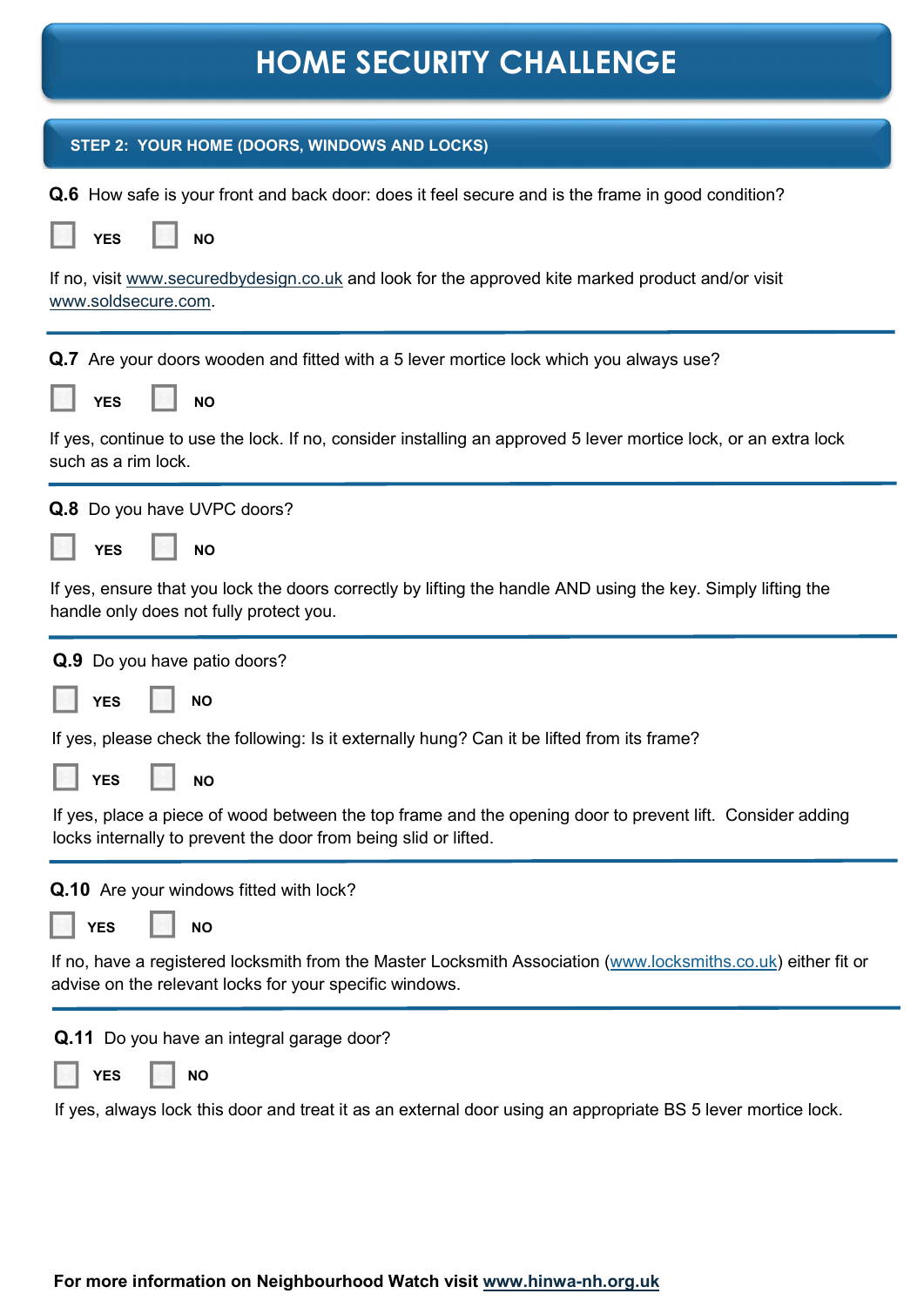# HOME SECURITY CHALLENGE

## STEP 2: YOUR HOME (DOORS, WINDOWS AND LOCKS)

**Q.6** How safe is your front and back door: does it feel secure and is the frame in good condition?

☐ **YES** ☐ **NO**

If no, visit www.securedbydesign.co.uk and look for the approved kite marked product and/or visit www.soldsecure.com.

---

**Q.7** Are your doors wooden and fitted with a 5 lever mortice lock which you always use?

☐ **YES** ☐ **NO**

If yes, continue to use the lock. If no, consider installing an approved 5 lever mortice lock, or an extra lock such as a rim lock.

---

**Q.8** Do you have UVPC doors?

☐ **YES** ☐ **NO**

If yes, ensure that you lock the doors correctly by lifting the handle AND using the key. Simply lifting the handle only does not fully protect you.

---

**Q.9** Do you have patio doors?

☐ **YES** ☐ **NO**

If yes, please check the following: Is it externally hung? Can it be lifted from its frame?

☐ **YES** ☐ **NO**

If yes, place a piece of wood between the top frame and the opening door to prevent lift. Consider adding locks internally to prevent the door from being slid or lifted.

---

**Q.10** Are your windows fitted with lock?

☐ **YES** ☐ **NO**

If no, have a registered locksmith from the Master Locksmith Association (www.locksmiths.co.uk) either fit or advise on the relevant locks for your specific windows.

---

**Q.11** Do you have an integral garage door?

☐ **YES** ☐ **NO**

If yes, always lock this door and treat it as an external door using an appropriate BS 5 lever mortice lock.

**For more information on Neighbourhood Watch visit www.hinwa-nh.org.uk**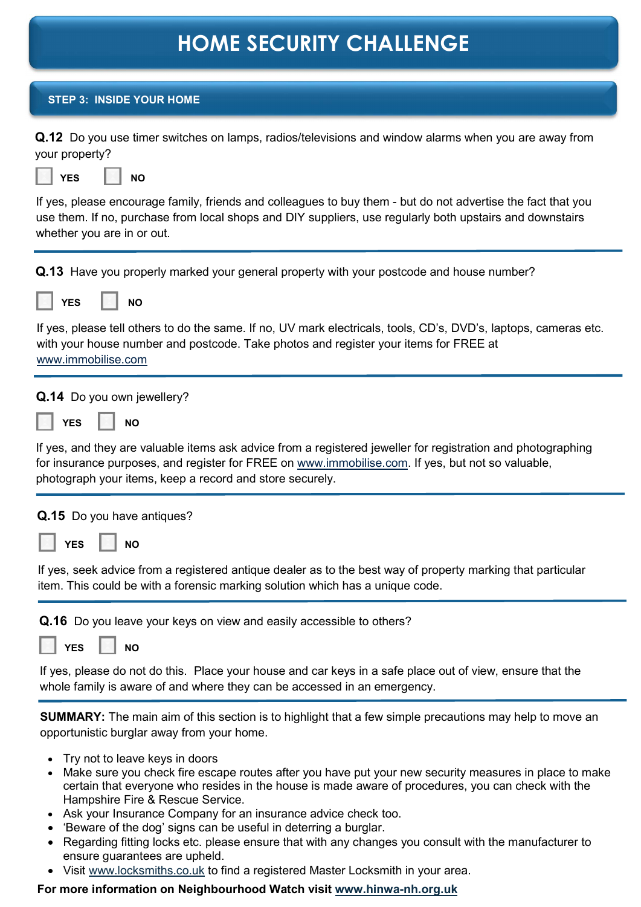# HOME SECURITY CHALLENGE

## STEP 3: INSIDE YOUR HOME

**Q.12** Do you use timer switches on lamps, radios/televisions and window alarms when you are away from your property?

☐ **YES** ☐ **NO**

If yes, please encourage family, friends and colleagues to buy them - but do not advertise the fact that you use them. If no, purchase from local shops and DIY suppliers, use regularly both upstairs and downstairs whether you are in or out.

---

**Q.13** Have you properly marked your general property with your postcode and house number?

☐ **YES** ☐ **NO**

If yes, please tell others to do the same. If no, UV mark electricals, tools, CD's, DVD's, laptops, cameras etc. with your house number and postcode. Take photos and register your items for FREE at www.immobilise.com

---

**Q.14** Do you own jewellery?

☐ **YES** ☐ **NO**

If yes, and they are valuable items ask advice from a registered jeweller for registration and photographing for insurance purposes, and register for FREE on www.immobilise.com. If yes, but not so valuable, photograph your items, keep a record and store securely.

---

**Q.15** Do you have antiques?

☐ **YES** ☐ **NO**

If yes, seek advice from a registered antique dealer as to the best way of property marking that particular item. This could be with a forensic marking solution which has a unique code.

---

**Q.16** Do you leave your keys on view and easily accessible to others?

☐ **YES** ☐ **NO**

If yes, please do not do this. Place your house and car keys in a safe place out of view, ensure that the whole family is aware of and where they can be accessed in an emergency.

---

**SUMMARY:** The main aim of this section is to highlight that a few simple precautions may help to move an opportunistic burglar away from your home.

- Try not to leave keys in doors
- Make sure you check fire escape routes after you have put your new security measures in place to make certain that everyone who resides in the house is made aware of procedures, you can check with the Hampshire Fire & Rescue Service.
- Ask your Insurance Company for an insurance advice check too.
- 'Beware of the dog' signs can be useful in deterring a burglar.
- Regarding fitting locks etc. please ensure that with any changes you consult with the manufacturer to ensure guarantees are upheld.
- Visit www.locksmiths.co.uk to find a registered Master Locksmith in your area.

**For more information on Neighbourhood Watch visit www.hinwa-nh.org.uk**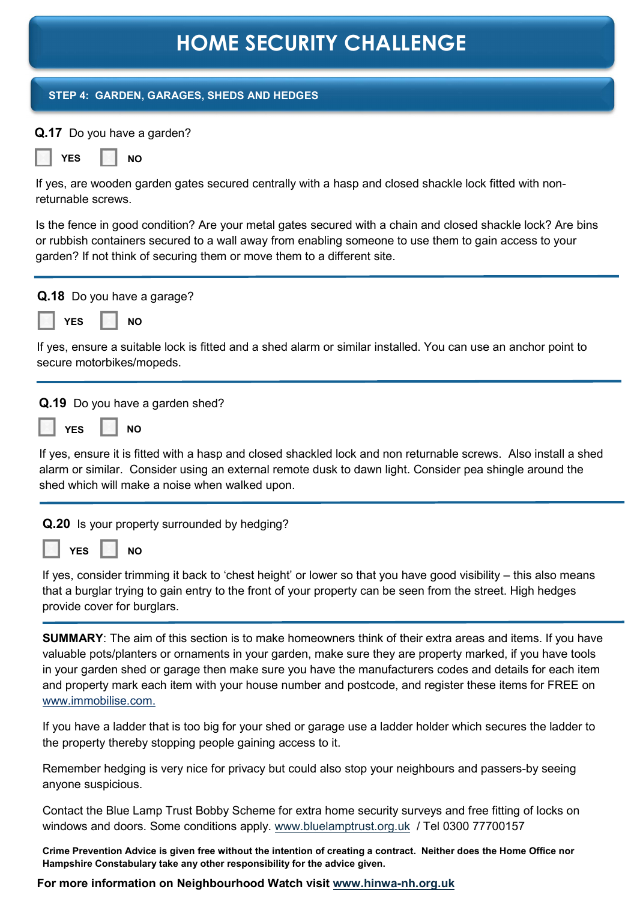# HOME SECURITY CHALLENGE

## STEP 4: GARDEN, GARAGES, SHEDS AND HEDGES

**Q.17** Do you have a garden?

☐ **YES** ☐ **NO**

If yes, are wooden garden gates secured centrally with a hasp and closed shackle lock fitted with non-returnable screws.

Is the fence in good condition? Are your metal gates secured with a chain and closed shackle lock? Are bins or rubbish containers secured to a wall away from enabling someone to use them to gain access to your garden? If not think of securing them or move them to a different site.

---

**Q.18** Do you have a garage?

☐ **YES** ☐ **NO**

If yes, ensure a suitable lock is fitted and a shed alarm or similar installed. You can use an anchor point to secure motorbikes/mopeds.

---

**Q.19** Do you have a garden shed?

☐ **YES** ☐ **NO**

If yes, ensure it is fitted with a hasp and closed shackled lock and non returnable screws. Also install a shed alarm or similar. Consider using an external remote dusk to dawn light. Consider pea shingle around the shed which will make a noise when walked upon.

---

**Q.20** Is your property surrounded by hedging?

☐ **YES** ☐ **NO**

If yes, consider trimming it back to 'chest height' or lower so that you have good visibility – this also means that a burglar trying to gain entry to the front of your property can be seen from the street. High hedges provide cover for burglars.

---

**SUMMARY**: The aim of this section is to make homeowners think of their extra areas and items. If you have valuable pots/planters or ornaments in your garden, make sure they are property marked, if you have tools in your garden shed or garage then make sure you have the manufacturers codes and details for each item and property mark each item with your house number and postcode, and register these items for FREE on www.immobilise.com.

If you have a ladder that is too big for your shed or garage use a ladder holder which secures the ladder to the property thereby stopping people gaining access to it.

Remember hedging is very nice for privacy but could also stop your neighbours and passers-by seeing anyone suspicious.

Contact the Blue Lamp Trust Bobby Scheme for extra home security surveys and free fitting of locks on windows and doors. Some conditions apply. www.bluelamptrust.org.uk / Tel 0300 77700157

**Crime Prevention Advice is given free without the intention of creating a contract. Neither does the Home Office nor Hampshire Constabulary take any other responsibility for the advice given.**

**For more information on Neighbourhood Watch visit www.hinwa-nh.org.uk**